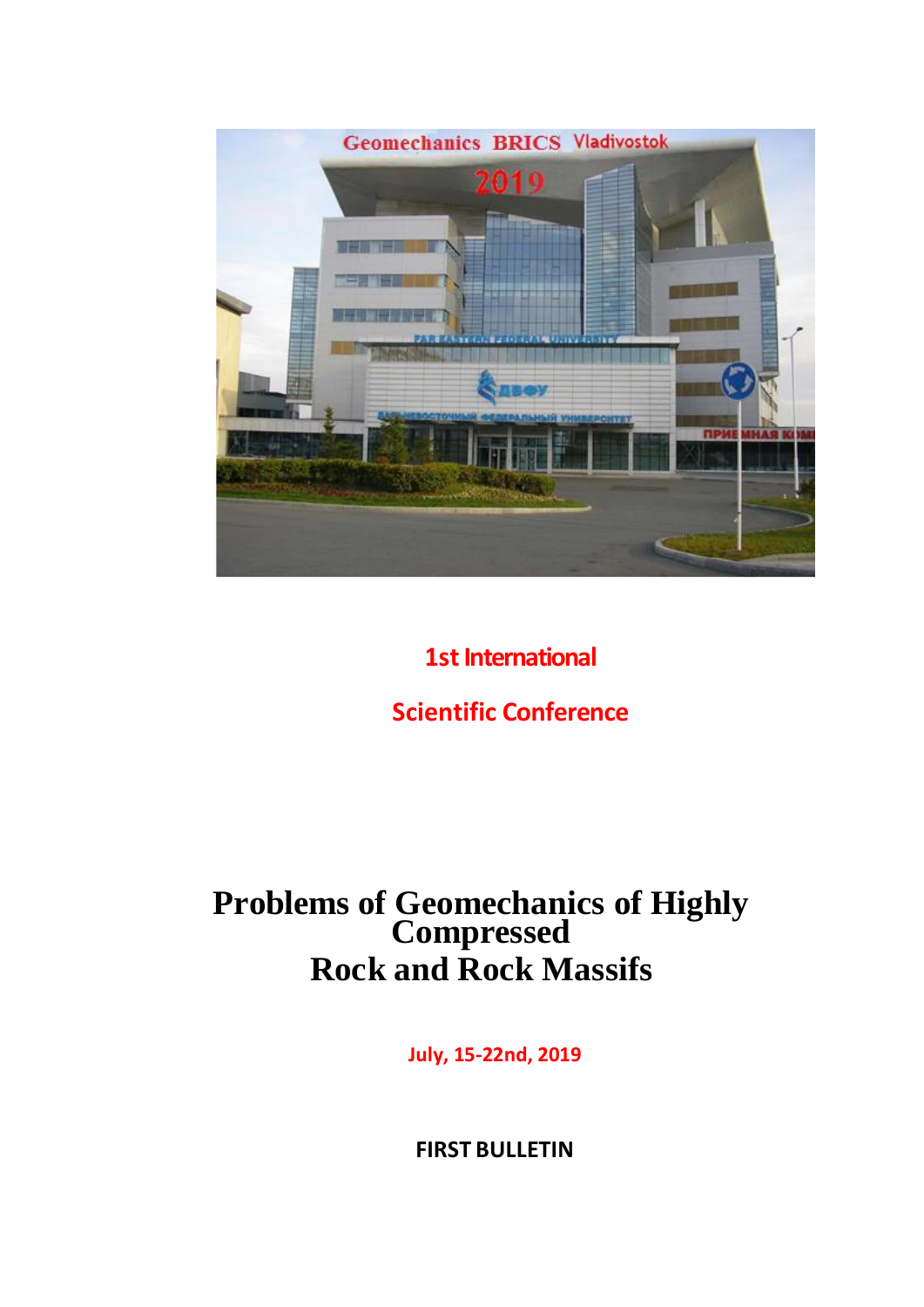1st International

Scientific Conference

# Problems of Geomechanics of Highly Compressed Rock and Rock Massifs

July, 15-22nd, 2019

**FIRST BULLETIN**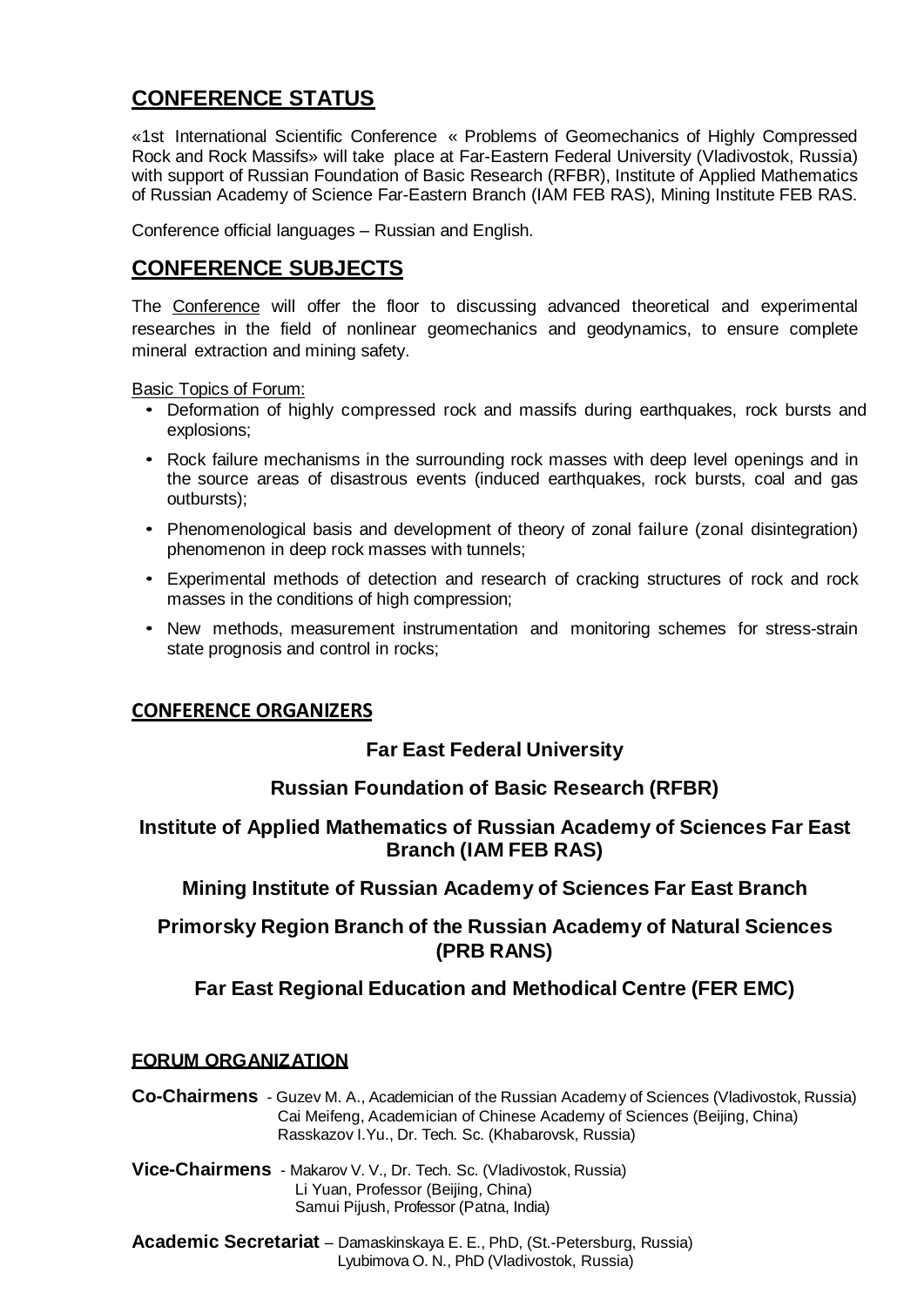## CONFERENCE STATUS

«1st International Scientific Conference « Problems of Geomechanics of Highly Compressed Rock and Rock Massifs» will take place at Far-Eastern Federal University (Vladivostok, Russia) with support of Russian Foundation of Basic Research (RFBR), Institute of Applied Mathematics of Russian Academy of Science Far-Eastern Branch (IAM FEB RAS), Mining Institute FEB RAS.

Conference official languages – Russian and English.

## CONFERENCE SUBJECTS

The Conference will offer the floor to discussing advanced theoretical and experimental researches in the field of nonlinear geomechanics and geodynamics, to ensure complete mineral extraction and mining safety.

Basic Topics of Forum:

- Deformation of highly compressed rock and massifs during earthquakes, rock bursts and explosions;
- Rock failure mechanisms in the surrounding rock masses with deep level openings and in the source areas of disastrous events (induced earthquakes, rock bursts, coal and gas outbursts);
- Phenomenological basis and development of theory of zonal failure (zonal disintegration) phenomenon in deep rock masses with tunnels;
- Experimental methods of detection and research of cracking structures of rock and rock masses in the conditions of high compression;
- New methods, measurement instrumentation and monitoring schemes for stress-strain state prognosis and control in rocks;

## CONFERENCE ORGANIZERS

**Far East Federal University**

**Russian Foundation of Basic Research (RFBR)**

**Institute of Applied Mathematics of Russian Academy of Sciences Far East Branch (IAM FEB RAS)**

**Mining Institute of Russian Academy of Sciences Far East Branch**

**Primorsky Region Branch of the Russian Academy of Natural Sciences (PRB RANS)**

**Far East Regional Education and Methodical Centre (FER EMC)**

## FORUM ORGANIZATION

**Co-Chairmens** - Guzev M. A., Academician of the Russian Academy of Sciences (Vladivostok, Russia)
Cai Meifeng, Academician of Chinese Academy of Sciences (Beijing, China)
Rasskazov I.Yu., Dr. Tech. Sc. (Khabarovsk, Russia)

**Vice-Chairmens** - Makarov V. V., Dr. Tech. Sc. (Vladivostok, Russia)
Li Yuan, Professor (Beijing, China)
Samui Pijush, Professor (Patna, India)

**Academic Secretariat** – Damaskinskaya E. E., PhD, (St.-Petersburg, Russia)
Lyubimova O. N., PhD (Vladivostok, Russia)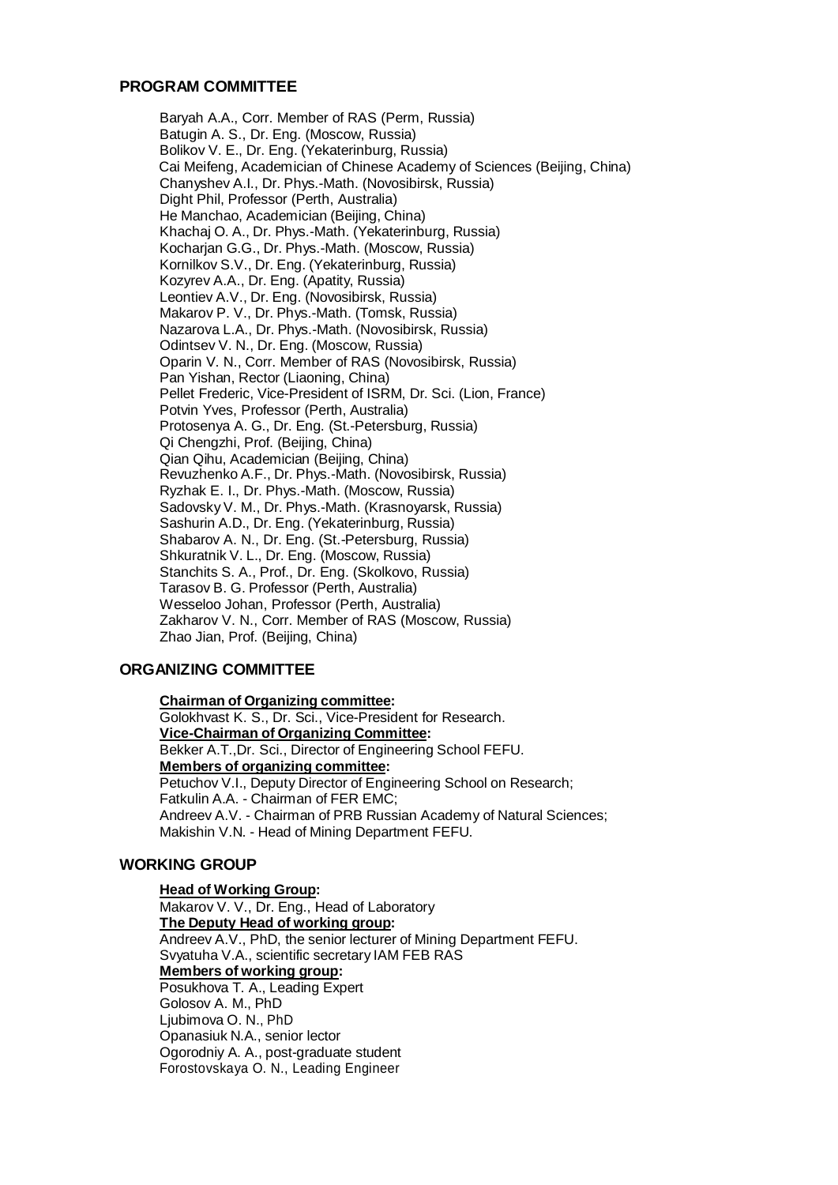## PROGRAM COMMITTEE

Baryah A.A., Corr. Member of RAS (Perm, Russia)
Batugin A. S., Dr. Eng. (Moscow, Russia)
Bolikov V. E., Dr. Eng. (Yekaterinburg, Russia)
Cai Meifeng, Academician of Chinese Academy of Sciences (Beijing, China)
Chanyshev A.I., Dr. Phys.-Math. (Novosibirsk, Russia)
Dight Phil, Professor (Perth, Australia)
He Manchao, Academician (Beijing, China)
Khachaj O. A., Dr. Phys.-Math. (Yekaterinburg, Russia)
Kocharjan G.G., Dr. Phys.-Math. (Moscow, Russia)
Kornilkov S.V., Dr. Eng. (Yekaterinburg, Russia)
Kozyrev A.A., Dr. Eng. (Apatity, Russia)
Leontiev A.V., Dr. Eng. (Novosibirsk, Russia)
Makarov P. V., Dr. Phys.-Math. (Tomsk, Russia)
Nazarova L.A., Dr. Phys.-Math. (Novosibirsk, Russia)
Odintsev V. N., Dr. Eng. (Moscow, Russia)
Oparin V. N., Corr. Member of RAS (Novosibirsk, Russia)
Pan Yishan, Rector (Liaoning, China)
Pellet Frederic, Vice-President of ISRM, Dr. Sci. (Lion, France)
Potvin Yves, Professor (Perth, Australia)
Protosenya A. G., Dr. Eng. (St.-Petersburg, Russia)
Qi Chengzhi, Prof. (Beijing, China)
Qian Qihu, Academician (Beijing, China)
Revuzhenko A.F., Dr. Phys.-Math. (Novosibirsk, Russia)
Ryzhak E. I., Dr. Phys.-Math. (Moscow, Russia)
Sadovsky V. M., Dr. Phys.-Math. (Krasnoyarsk, Russia)
Sashurin A.D., Dr. Eng. (Yekaterinburg, Russia)
Shabarov A. N., Dr. Eng. (St.-Petersburg, Russia)
Shkuratnik V. L., Dr. Eng. (Moscow, Russia)
Stanchits S. A., Prof., Dr. Eng. (Skolkovo, Russia)
Tarasov B. G. Professor (Perth, Australia)
Wesseloo Johan, Professor (Perth, Australia)
Zakharov V. N., Corr. Member of RAS (Moscow, Russia)
Zhao Jian, Prof. (Beijing, China)

## ORGANIZING COMMITTEE

**Chairman of Organizing committee:**
Golokhvast K. S., Dr. Sci., Vice-President for Research.
**Vice-Chairman of Organizing Committee:**
Bekker A.T.,Dr. Sci., Director of Engineering School FEFU.
**Members of organizing committee:**
Petuchov V.I., Deputy Director of Engineering School on Research;
Fatkulin A.A. - Chairman of FER EMC;
Andreev A.V. - Chairman of PRB Russian Academy of Natural Sciences;
Makishin V.N. - Head of Mining Department FEFU.

## WORKING GROUP

**Head of Working Group:**
Makarov V. V., Dr. Eng., Head of Laboratory
**The Deputy Head of working group:**
Andreev A.V., PhD, the senior lecturer of Mining Department FEFU.
Svyatuha V.A., scientific secretary IAM FEB RAS
**Members of working group:**
Posukhova T. A., Leading Expert
Golosov A. M., PhD
Ljubimova O. N., PhD
Opanasiuk N.A., senior lector
Ogorodniy A. A., post-graduate student
Forostovskaya O. N., Leading Engineer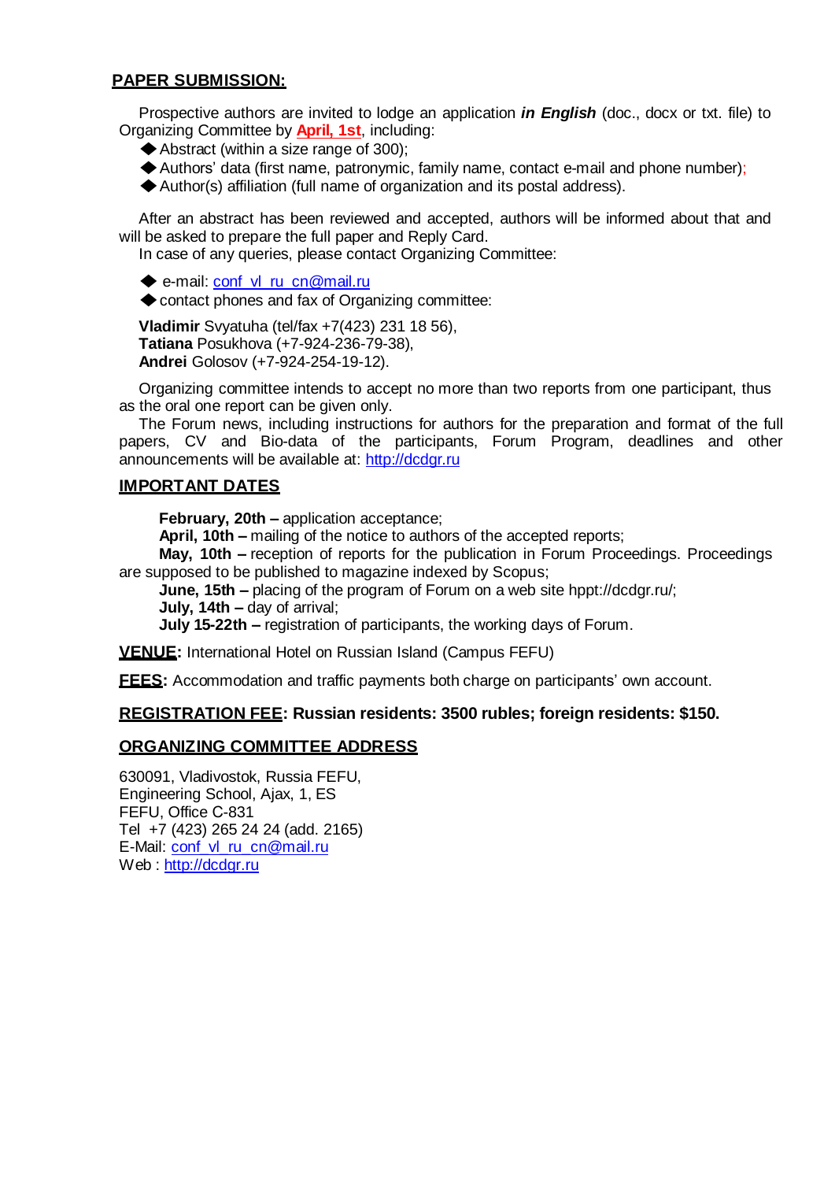## PAPER SUBMISSION:

Prospective authors are invited to lodge an application ***in English*** (doc., docx or txt. file) to Organizing Committee by **April, 1st**, including:

- Abstract (within a size range of 300);
- Authors' data (first name, patronymic, family name, contact e-mail and phone number);
- Author(s) affiliation (full name of organization and its postal address).

After an abstract has been reviewed and accepted, authors will be informed about that and will be asked to prepare the full paper and Reply Card.

In case of any queries, please contact Organizing Committee:

- e-mail: conf_vl_ru_cn@mail.ru
- contact phones and fax of Organizing committee:

**Vladimir** Svyatuha (tel/fax +7(423) 231 18 56),
**Tatiana** Posukhova (+7-924-236-79-38),
**Andrei** Golosov (+7-924-254-19-12).

Organizing committee intends to accept no more than two reports from one participant, thus as the oral one report can be given only.

The Forum news, including instructions for authors for the preparation and format of the full papers, CV and Bio-data of the participants, Forum Program, deadlines and other announcements will be available at: http://dcdgr.ru

## IMPORTANT DATES

**February, 20th –** application acceptance;
**April, 10th –** mailing of the notice to authors of the accepted reports;
**May, 10th –** reception of reports for the publication in Forum Proceedings. Proceedings are supposed to be published to magazine indexed by Scopus;
**June, 15th –** placing of the program of Forum on a web site hppt://dcdgr.ru/;
**July, 14th –** day of arrival;
**July 15-22th –** registration of participants, the working days of Forum.

**VENUE:** International Hotel on Russian Island (Campus FEFU)

**FEES:** Accommodation and traffic payments both charge on participants' own account.

**REGISTRATION FEE: Russian residents: 3500 rubles; foreign residents: $150.**

## ORGANIZING COMMITTEE ADDRESS

630091, Vladivostok, Russia FEFU,
Engineering School, Ajax, 1, ES
FEFU, Office C-831
Tel +7 (423) 265 24 24 (add. 2165)
E-Mail: conf_vl_ru_cn@mail.ru
Web : http://dcdgr.ru